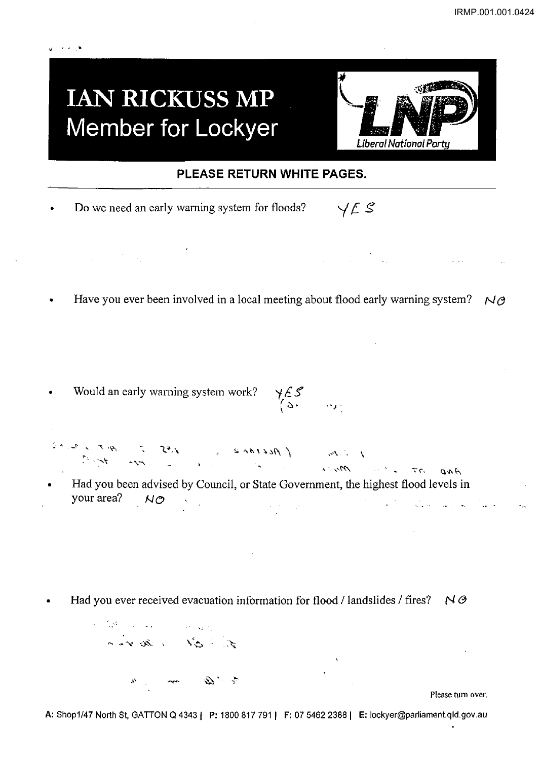# IAN RICKUSS MP

## Member for Lockyer

*Liberal National Party*

**PLEASE RETURN WHITE PAGES.**

- Do we need an early warning system for floods? YES

- Have you ever been involved in a local meeting about flood early warning system? NO

- Would an early warning system work? YES

- Had you been advised by Council, or State Government, the highest flood levels in your area? NO

- Had you ever received evacuation information for flood / landslides / fires? NO

Please turn over.

A: Shop1/47 North St, GATTON Q 4343 | P: 1800 817 791 | F: 07 5462 2388 | E: lockyer@parliament.qld.gov.au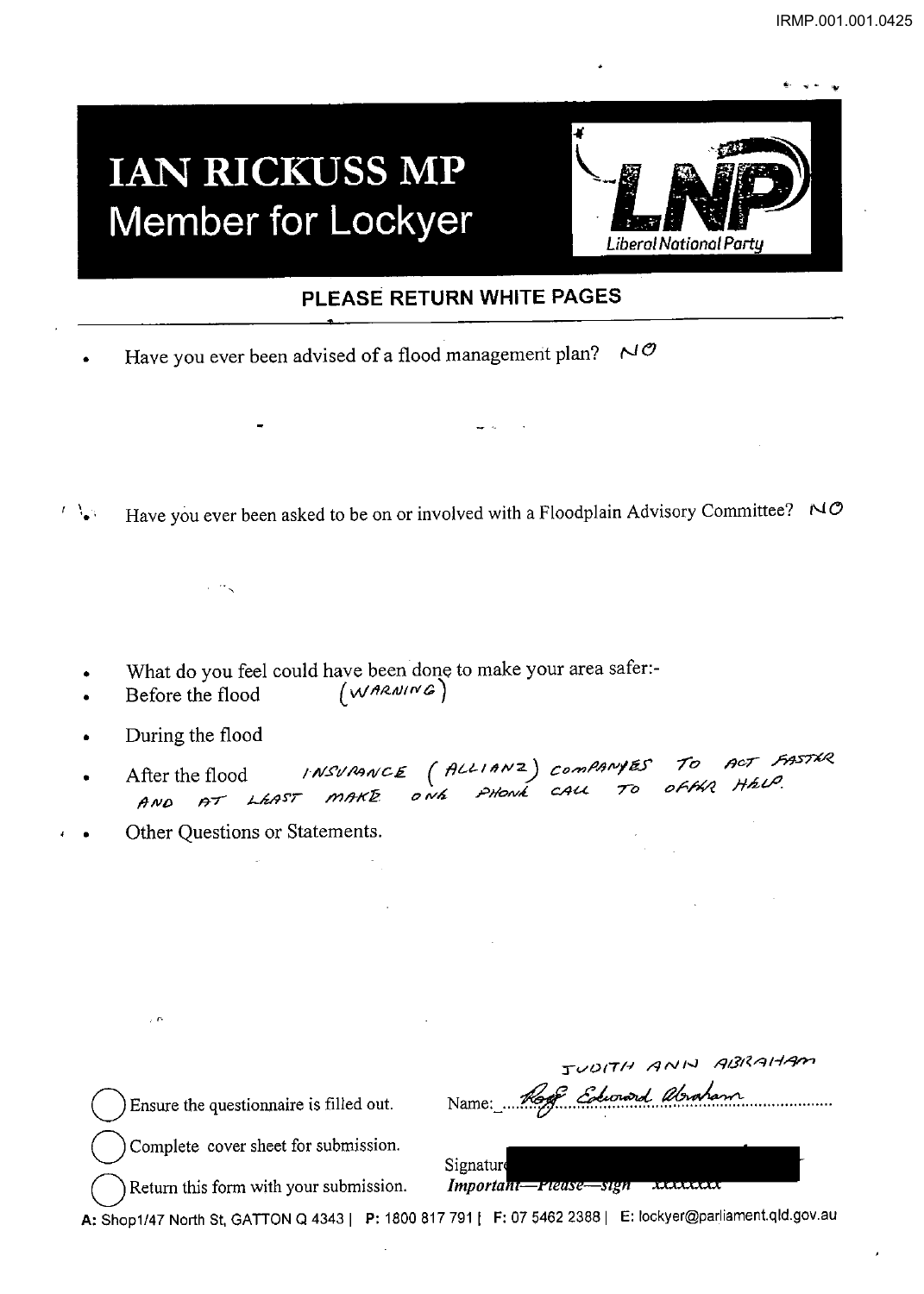# IAN RICKUSS MP
## Member for Lockyer

LNP Liberal National Party

### PLEASE RETURN WHITE PAGES

- Have you ever been advised of a flood management plan? NO

- Have you ever been asked to be on or involved with a Floodplain Advisory Committee? NO

- What do you feel could have been done to make your area safer:-
- Before the flood (WARNING)
- During the flood
- After the flood INSURANCE (ALLIANZ) COMPANYES TO ACT FASTER AND AT LEAST MAKE ONE PHONE CALL TO OFFER HELP.
- Other Questions or Statements.

JUDITH ANN ABRAHAM

◯ Ensure the questionnaire is filled out. Name: Roff Edward Abraham

◯ Complete cover sheet for submission. Signature

◯ Return this form with your submission. *Important—Please—sign*

**A:** Shop1/47 North St, GATTON Q 4343 | **P:** 1800 817 791 | **F:** 07 5462 2388 | **E:** lockyer@parliament.qld.gov.au